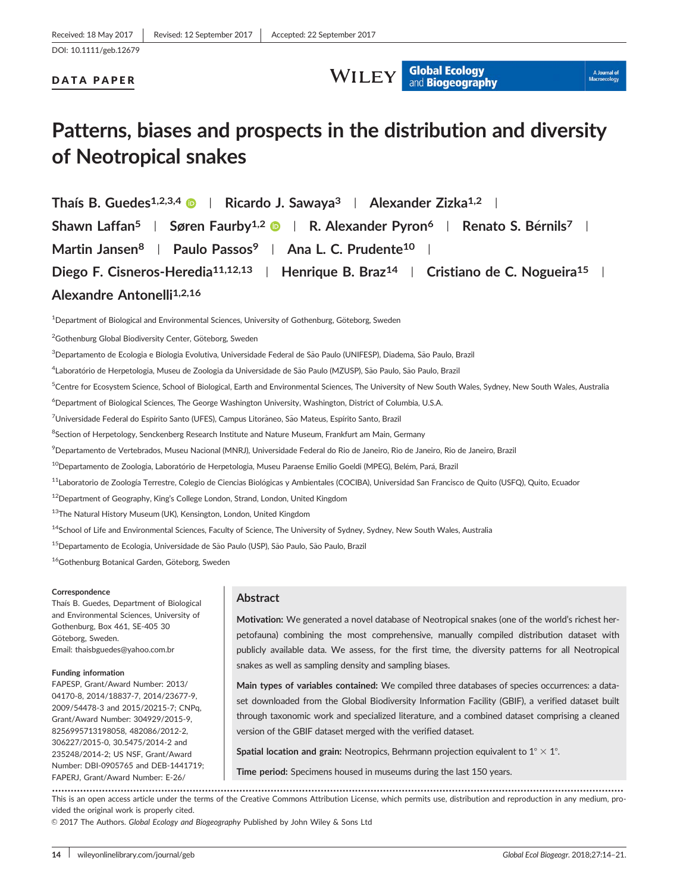Received: 18 May 2017 | Revised: 12 September 2017 | Accepted: 22 September 2017

DOI: 10.1111/geb.12679

**DATA PAPER**

# Patterns, biases and prospects in the distribution and diversity of Neotropical snakes

**Thaís B. Guedes**[1,2,3,4] | **Ricardo J. Sawaya**[3] | **Alexander Zizka**[1,2] | **Shawn Laffan**[5] | **Søren Faurby**[1,2] | **R. Alexander Pyron**[6] | **Renato S. Bérnils**[7] | **Martin Jansen**[8] | **Paulo Passos**[9] | **Ana L. C. Prudente**[10] | **Diego F. Cisneros-Heredia**[11,12,13] | **Henrique B. Braz**[14] | **Cristiano de C. Nogueira**[15] | **Alexandre Antonelli**[1,2,16]

[1]Department of Biological and Environmental Sciences, University of Gothenburg, Göteborg, Sweden

[2]Gothenburg Global Biodiversity Center, Göteborg, Sweden

[3]Departamento de Ecologia e Biologia Evolutiva, Universidade Federal de São Paulo (UNIFESP), Diadema, São Paulo, Brazil

[4]Laboratório de Herpetologia, Museu de Zoologia da Universidade de São Paulo (MZUSP), São Paulo, São Paulo, Brazil

[5]Centre for Ecosystem Science, School of Biological, Earth and Environmental Sciences, The University of New South Wales, Sydney, New South Wales, Australia

[6]Department of Biological Sciences, The George Washington University, Washington, District of Columbia, U.S.A.

[7]Universidade Federal do Espírito Santo (UFES), Campus Litorâneo, São Mateus, Espírito Santo, Brazil

[8]Section of Herpetology, Senckenberg Research Institute and Nature Museum, Frankfurt am Main, Germany

[9]Departamento de Vertebrados, Museu Nacional (MNRJ), Universidade Federal do Rio de Janeiro, Rio de Janeiro, Rio de Janeiro, Brazil

[10]Departamento de Zoologia, Laboratório de Herpetologia, Museu Paraense Emilio Goeldi (MPEG), Belém, Pará, Brazil

[11]Laboratorio de Zoología Terrestre, Colegio de Ciencias Biológicas y Ambientales (COCIBA), Universidad San Francisco de Quito (USFQ), Quito, Ecuador

[12]Department of Geography, King's College London, Strand, London, United Kingdom

[13]The Natural History Museum (UK), Kensington, London, United Kingdom

[14]School of Life and Environmental Sciences, Faculty of Science, The University of Sydney, Sydney, New South Wales, Australia

[15]Departamento de Ecologia, Universidade de São Paulo (USP), São Paulo, Brazil

[16]Gothenburg Botanical Garden, Göteborg, Sweden

**Correspondence**

Thaís B. Guedes, Department of Biological and Environmental Sciences, University of Gothenburg, Box 461, SE-405 30 Göteborg, Sweden.
Email: thaisbguedes@yahoo.com.br

**Funding information**

FAPESP, Grant/Award Number: 2013/04170-8, 2014/18837-7, 2014/23677-9, 2009/54478-3 and 2015/20215-7; CNPq, Grant/Award Number: 304929/2015-9, 8256995713198058, 482086/2012-2, 306227/2015-0, 30.5475/2014-2 and 235248/2014-2; US NSF, Grant/Award Number: DBI-0905765 and DEB-1441719; FAPERJ, Grant/Award Number: E-26/

## Abstract

**Motivation:** We generated a novel database of Neotropical snakes (one of the world's richest herpetofauna) combining the most comprehensive, manually compiled distribution dataset with publicly available data. We assess, for the first time, the diversity patterns for all Neotropical snakes as well as sampling density and sampling biases.

**Main types of variables contained:** We compiled three databases of species occurrences: a dataset downloaded from the Global Biodiversity Information Facility (GBIF), a verified dataset built through taxonomic work and specialized literature, and a combined dataset comprising a cleaned version of the GBIF dataset merged with the verified dataset.

**Spatial location and grain:** Neotropics, Behrmann projection equivalent to $1° \times 1°$.

**Time period:** Specimens housed in museums during the last 150 years.

This is an open access article under the terms of the Creative Commons Attribution License, which permits use, distribution and reproduction in any medium, provided the original work is properly cited.

© 2017 The Authors. *Global Ecology and Biogeography* Published by John Wiley & Sons Ltd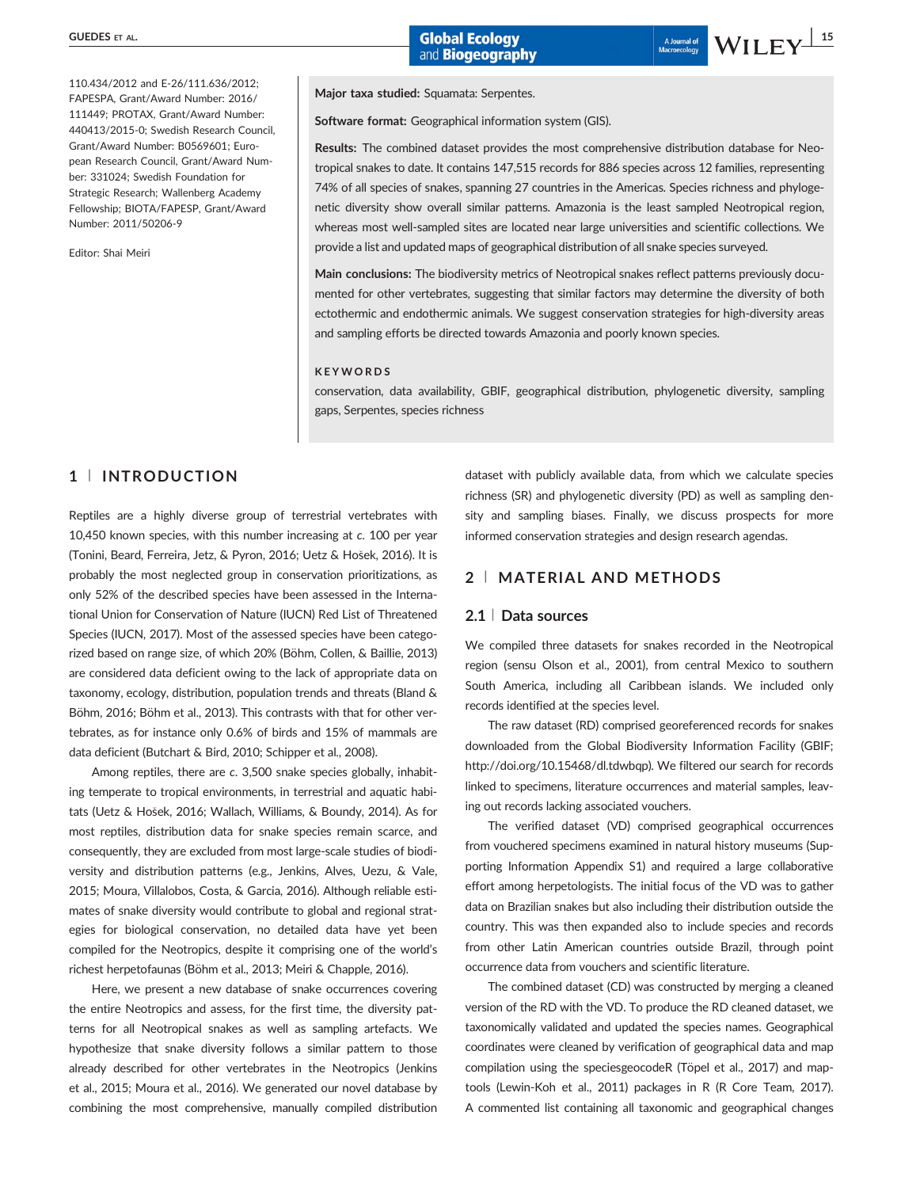110.434/2012 and E-26/111.636/2012; FAPESPA, Grant/Award Number: 2016/111449; PROTAX, Grant/Award Number: 440413/2015-0; Swedish Research Council, Grant/Award Number: B0569601; European Research Council, Grant/Award Number: 331024; Swedish Foundation for Strategic Research; Wallenberg Academy Fellowship; BIOTA/FAPESP, Grant/Award Number: 2011/50206-9

Editor: Shai Meiri

**Major taxa studied:** Squamata: Serpentes.

**Software format:** Geographical information system (GIS).

**Results:** The combined dataset provides the most comprehensive distribution database for Neotropical snakes to date. It contains 147,515 records for 886 species across 12 families, representing 74% of all species of snakes, spanning 27 countries in the Americas. Species richness and phylogenetic diversity show overall similar patterns. Amazonia is the least sampled Neotropical region, whereas most well-sampled sites are located near large universities and scientific collections. We provide a list and updated maps of geographical distribution of all snake species surveyed.

**Main conclusions:** The biodiversity metrics of Neotropical snakes reflect patterns previously documented for other vertebrates, suggesting that similar factors may determine the diversity of both ectothermic and endothermic animals. We suggest conservation strategies for high-diversity areas and sampling efforts be directed towards Amazonia and poorly known species.

**KEYWORDS**

conservation, data availability, GBIF, geographical distribution, phylogenetic diversity, sampling gaps, Serpentes, species richness

## 1 | INTRODUCTION

Reptiles are a highly diverse group of terrestrial vertebrates with 10,450 known species, with this number increasing at *c.* 100 per year (Tonini, Beard, Ferreira, Jetz, & Pyron, 2016; Uetz & Hošek, 2016). It is probably the most neglected group in conservation prioritizations, as only 52% of the described species have been assessed in the International Union for Conservation of Nature (IUCN) Red List of Threatened Species (IUCN, 2017). Most of the assessed species have been categorized based on range size, of which 20% (Böhm, Collen, & Baillie, 2013) are considered data deficient owing to the lack of appropriate data on taxonomy, ecology, distribution, population trends and threats (Bland & Böhm, 2016; Böhm et al., 2013). This contrasts with that for other vertebrates, as for instance only 0.6% of birds and 15% of mammals are data deficient (Butchart & Bird, 2010; Schipper et al., 2008).

Among reptiles, there are *c.* 3,500 snake species globally, inhabiting temperate to tropical environments, in terrestrial and aquatic habitats (Uetz & Hošek, 2016; Wallach, Williams, & Boundy, 2014). As for most reptiles, distribution data for snake species remain scarce, and consequently, they are excluded from most large-scale studies of biodiversity and distribution patterns (e.g., Jenkins, Alves, Uezu, & Vale, 2015; Moura, Villalobos, Costa, & Garcia, 2016). Although reliable estimates of snake diversity would contribute to global and regional strategies for biological conservation, no detailed data have yet been compiled for the Neotropics, despite it comprising one of the world's richest herpetofaunas (Böhm et al., 2013; Meiri & Chapple, 2016).

Here, we present a new database of snake occurrences covering the entire Neotropics and assess, for the first time, the diversity patterns for all Neotropical snakes as well as sampling artefacts. We hypothesize that snake diversity follows a similar pattern to those already described for other vertebrates in the Neotropics (Jenkins et al., 2015; Moura et al., 2016). We generated our novel database by combining the most comprehensive, manually compiled distribution dataset with publicly available data, from which we calculate species richness (SR) and phylogenetic diversity (PD) as well as sampling density and sampling biases. Finally, we discuss prospects for more informed conservation strategies and design research agendas.

## 2 | MATERIAL AND METHODS

### 2.1 | Data sources

We compiled three datasets for snakes recorded in the Neotropical region (sensu Olson et al., 2001), from central Mexico to southern South America, including all Caribbean islands. We included only records identified at the species level.

The raw dataset (RD) comprised georeferenced records for snakes downloaded from the Global Biodiversity Information Facility (GBIF; http://doi.org/10.15468/dl.tdwbqp). We filtered our search for records linked to specimens, literature occurrences and material samples, leaving out records lacking associated vouchers.

The verified dataset (VD) comprised geographical occurrences from vouchered specimens examined in natural history museums (Supporting Information Appendix S1) and required a large collaborative effort among herpetologists. The initial focus of the VD was to gather data on Brazilian snakes but also including their distribution outside the country. This was then expanded also to include species and records from other Latin American countries outside Brazil, through point occurrence data from vouchers and scientific literature.

The combined dataset (CD) was constructed by merging a cleaned version of the RD with the VD. To produce the RD cleaned dataset, we taxonomically validated and updated the species names. Geographical coordinates were cleaned by verification of geographical data and map compilation using the speciesgeocodeR (Töpel et al., 2017) and maptools (Lewin-Koh et al., 2011) packages in R (R Core Team, 2017). A commented list containing all taxonomic and geographical changes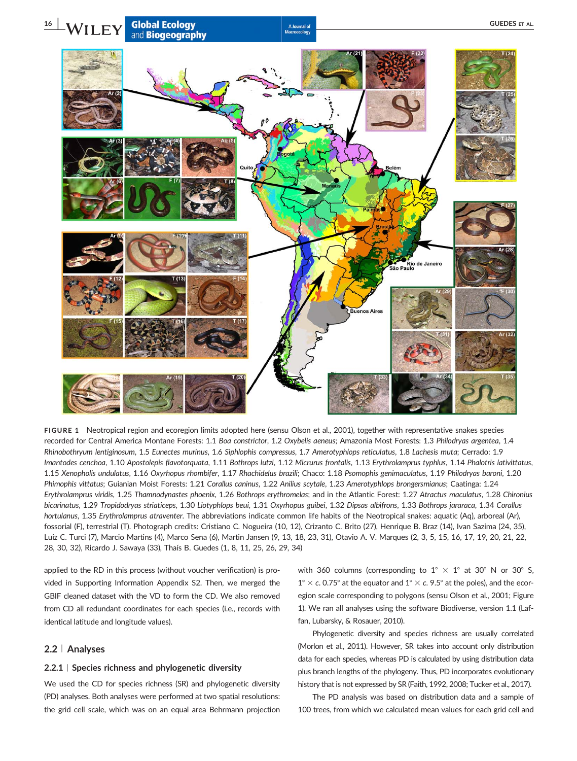FIGURE 1 Neotropical region and ecoregion limits adopted here (sensu Olson et al., 2001), together with representative snakes species recorded for Central America Montane Forests: 1.1 *Boa constrictor*, 1.2 *Oxybelis aeneus*; Amazonia Most Forests: 1.3 *Philodryas argentea*, 1.4 *Rhinobothryum lentiginosum*, 1.5 *Eunectes murinus*, 1.6 *Siphlophis compressus*, 1.7 *Amerotyphlops reticulatus*, 1.8 *Lachesis muta*; Cerrado: 1.9 *Imantodes cenchoa*, 1.10 *Apostolepis flavotorquata*, 1.11 *Bothrops lutzi*, 1.12 *Micrurus frontalis*, 1.13 *Erythrolamprus typhlus*, 1.14 *Phalotris lativittatus*, 1.15 *Xenopholis undulatus*, 1.16 *Oxyrhopus rhombifer*, 1.17 *Rhachidelus brazili*; Chaco: 1.18 *Psomophis genimaculatus*, 1.19 *Philodryas baroni*, 1.20 *Phimophis vittatus*; Guianian Moist Forests: 1.21 *Corallus caninus*, 1.22 *Anilius scytale*, 1.23 *Amerotyphlops brongersmianus*; Caatinga: 1.24 *Erythrolamprus viridis*, 1.25 *Thamnodynastes phoenix*, 1.26 *Bothrops erythromelas*; and in the Atlantic Forest: 1.27 *Atractus maculatus*, 1.28 *Chironius bicarinatus*, 1.29 *Tropidodryas striaticeps*, 1.30 *Liotyphlops beui*, 1.31 *Oxyrhopus guibei*, 1.32 *Dipsas albifrons*, 1.33 *Bothrops jararaca*, 1.34 *Corallus hortulanus*, 1.35 *Erythrolamprus atraventer*. The abbreviations indicate common life habits of the Neotropical snakes: aquatic (Aq), arboreal (Ar), fossorial (F), terrestrial (T). Photograph credits: Cristiano C. Nogueira (10, 12), Crizanto C. Brito (27), Henrique B. Braz (14), Ivan Sazima (24, 35), Luiz C. Turci (7), Marcio Martins (4), Marco Sena (6), Martin Jansen (9, 13, 18, 23, 31), Otavio A. V. Marques (2, 3, 5, 15, 16, 17, 19, 20, 21, 22, 28, 30, 32), Ricardo J. Sawaya (33), Thaís B. Guedes (1, 8, 11, 25, 26, 29, 34)

applied to the RD in this process (without voucher verification) is provided in Supporting Information Appendix S2. Then, we merged the GBIF cleaned dataset with the VD to form the CD. We also removed from CD all redundant coordinates for each species (i.e., records with identical latitude and longitude values).

## 2.2 | Analyses

### 2.2.1 | Species richness and phylogenetic diversity

We used the CD for species richness (SR) and phylogenetic diversity (PD) analyses. Both analyses were performed at two spatial resolutions: the grid cell scale, which was on an equal area Behrmann projection with 360 columns (corresponding to 1° × 1° at 30° N or 30° S, 1° × c. 0.75° at the equator and 1° × c. 9.5° at the poles), and the ecoregion scale corresponding to polygons (sensu Olson et al., 2001; Figure 1). We ran all analyses using the software Biodiverse, version 1.1 (Laffan, Lubarsky, & Rosauer, 2010).

Phylogenetic diversity and species richness are usually correlated (Morlon et al., 2011). However, SR takes into account only distribution data for each species, whereas PD is calculated by using distribution data plus branch lengths of the phylogeny. Thus, PD incorporates evolutionary history that is not expressed by SR (Faith, 1992, 2008; Tucker et al., 2017).

The PD analysis was based on distribution data and a sample of 100 trees, from which we calculated mean values for each grid cell and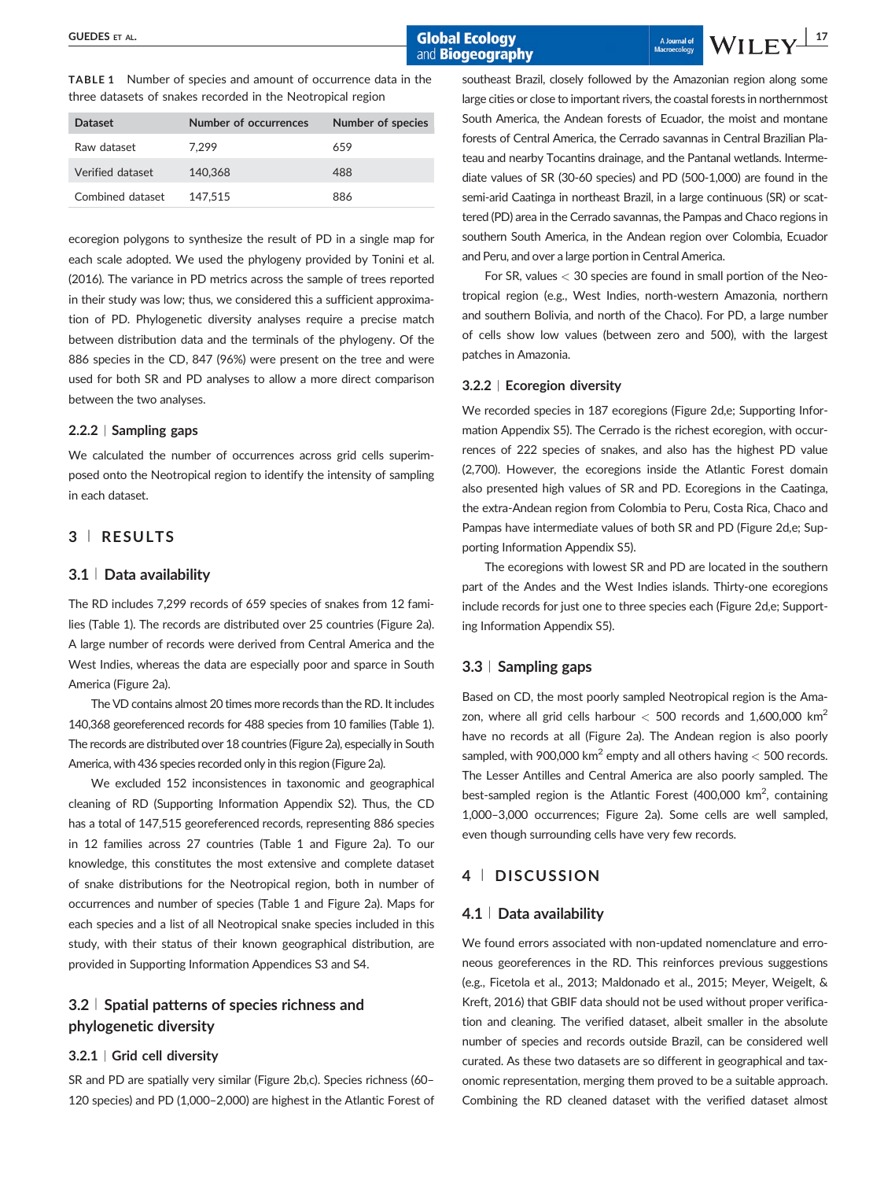**TABLE 1** Number of species and amount of occurrence data in the three datasets of snakes recorded in the Neotropical region

| Dataset | Number of occurrences | Number of species |
|---|---|---|
| Raw dataset | 7,299 | 659 |
| Verified dataset | 140,368 | 488 |
| Combined dataset | 147,515 | 886 |

ecoregion polygons to synthesize the result of PD in a single map for each scale adopted. We used the phylogeny provided by Tonini et al. (2016). The variance in PD metrics across the sample of trees reported in their study was low; thus, we considered this a sufficient approximation of PD. Phylogenetic diversity analyses require a precise match between distribution data and the terminals of the phylogeny. Of the 886 species in the CD, 847 (96%) were present on the tree and were used for both SR and PD analyses to allow a more direct comparison between the two analyses.

### 2.2.2 | Sampling gaps

We calculated the number of occurrences across grid cells superimposed onto the Neotropical region to identify the intensity of sampling in each dataset.

## 3 | RESULTS

### 3.1 | Data availability

The RD includes 7,299 records of 659 species of snakes from 12 families (Table 1). The records are distributed over 25 countries (Figure 2a). A large number of records were derived from Central America and the West Indies, whereas the data are especially poor and sparce in South America (Figure 2a).

The VD contains almost 20 times more records than the RD. It includes 140,368 georeferenced records for 488 species from 10 families (Table 1). The records are distributed over 18 countries (Figure 2a), especially in South America, with 436 species recorded only in this region (Figure 2a).

We excluded 152 inconsistences in taxonomic and geographical cleaning of RD (Supporting Information Appendix S2). Thus, the CD has a total of 147,515 georeferenced records, representing 886 species in 12 families across 27 countries (Table 1 and Figure 2a). To our knowledge, this constitutes the most extensive and complete dataset of snake distributions for the Neotropical region, both in number of occurrences and number of species (Table 1 and Figure 2a). Maps for each species and a list of all Neotropical snake species included in this study, with their status of their known geographical distribution, are provided in Supporting Information Appendices S3 and S4.

### 3.2 | Spatial patterns of species richness and phylogenetic diversity

#### 3.2.1 | Grid cell diversity

SR and PD are spatially very similar (Figure 2b,c). Species richness (60–120 species) and PD (1,000–2,000) are highest in the Atlantic Forest of southeast Brazil, closely followed by the Amazonian region along some large cities or close to important rivers, the coastal forests in northernmost South America, the Andean forests of Ecuador, the moist and montane forests of Central America, the Cerrado savannas in Central Brazilian Plateau and nearby Tocantins drainage, and the Pantanal wetlands. Intermediate values of SR (30-60 species) and PD (500-1,000) are found in the semi-arid Caatinga in northeast Brazil, in a large continuous (SR) or scattered (PD) area in the Cerrado savannas, the Pampas and Chaco regions in southern South America, in the Andean region over Colombia, Ecuador and Peru, and over a large portion in Central America.

For SR, values $< 30$ species are found in small portion of the Neotropical region (e.g., West Indies, north-western Amazonia, northern and southern Bolivia, and north of the Chaco). For PD, a large number of cells show low values (between zero and 500), with the largest patches in Amazonia.

#### 3.2.2 | Ecoregion diversity

We recorded species in 187 ecoregions (Figure 2d,e; Supporting Information Appendix S5). The Cerrado is the richest ecoregion, with occurrences of 222 species of snakes, and also has the highest PD value (2,700). However, the ecoregions inside the Atlantic Forest domain also presented high values of SR and PD. Ecoregions in the Caatinga, the extra-Andean region from Colombia to Peru, Costa Rica, Chaco and Pampas have intermediate values of both SR and PD (Figure 2d,e; Supporting Information Appendix S5).

The ecoregions with lowest SR and PD are located in the southern part of the Andes and the West Indies islands. Thirty-one ecoregions include records for just one to three species each (Figure 2d,e; Supporting Information Appendix S5).

### 3.3 | Sampling gaps

Based on CD, the most poorly sampled Neotropical region is the Amazon, where all grid cells harbour $< 500$ records and 1,600,000 km$^2$ have no records at all (Figure 2a). The Andean region is also poorly sampled, with 900,000 km$^2$ empty and all others having $< 500$ records. The Lesser Antilles and Central America are also poorly sampled. The best-sampled region is the Atlantic Forest (400,000 km$^2$, containing 1,000–3,000 occurrences; Figure 2a). Some cells are well sampled, even though surrounding cells have very few records.

## 4 | DISCUSSION

### 4.1 | Data availability

We found errors associated with non-updated nomenclature and erroneous georeferences in the RD. This reinforces previous suggestions (e.g., Ficetola et al., 2013; Maldonado et al., 2015; Meyer, Weigelt, & Kreft, 2016) that GBIF data should not be used without proper verification and cleaning. The verified dataset, albeit smaller in the absolute number of species and records outside Brazil, can be considered well curated. As these two datasets are so different in geographical and taxonomic representation, merging them proved to be a suitable approach. Combining the RD cleaned dataset with the verified dataset almost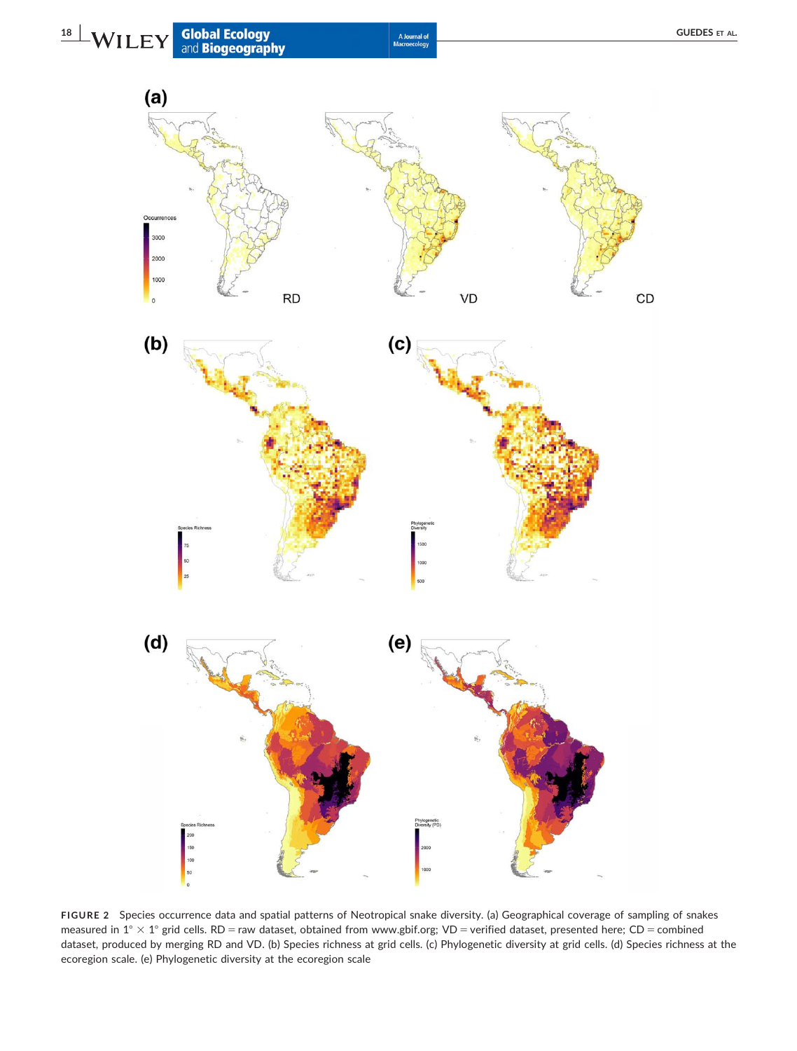**FIGURE 2** Species occurrence data and spatial patterns of Neotropical snake diversity. (a) Geographical coverage of sampling of snakes measured in $1° \times 1°$ grid cells. RD = raw dataset, obtained from www.gbif.org; VD = verified dataset, presented here; CD = combined dataset, produced by merging RD and VD. (b) Species richness at grid cells. (c) Phylogenetic diversity at grid cells. (d) Species richness at the ecoregion scale. (e) Phylogenetic diversity at the ecoregion scale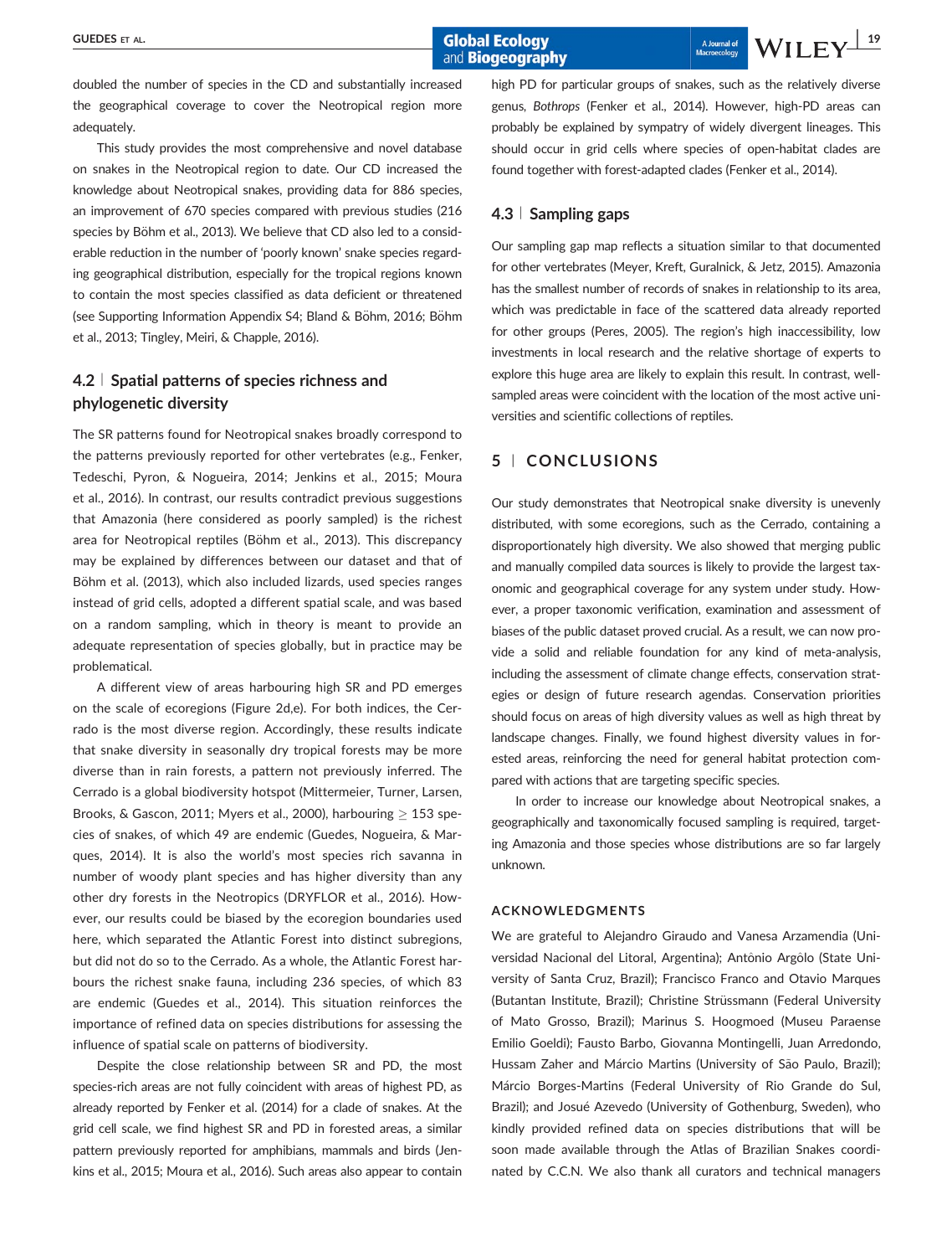doubled the number of species in the CD and substantially increased the geographical coverage to cover the Neotropical region more adequately.

This study provides the most comprehensive and novel database on snakes in the Neotropical region to date. Our CD increased the knowledge about Neotropical snakes, providing data for 886 species, an improvement of 670 species compared with previous studies (216 species by Böhm et al., 2013). We believe that CD also led to a considerable reduction in the number of 'poorly known' snake species regarding geographical distribution, especially for the tropical regions known to contain the most species classified as data deficient or threatened (see Supporting Information Appendix S4; Bland & Böhm, 2016; Böhm et al., 2013; Tingley, Meiri, & Chapple, 2016).

## 4.2 | Spatial patterns of species richness and phylogenetic diversity

The SR patterns found for Neotropical snakes broadly correspond to the patterns previously reported for other vertebrates (e.g., Fenker, Tedeschi, Pyron, & Nogueira, 2014; Jenkins et al., 2015; Moura et al., 2016). In contrast, our results contradict previous suggestions that Amazonia (here considered as poorly sampled) is the richest area for Neotropical reptiles (Böhm et al., 2013). This discrepancy may be explained by differences between our dataset and that of Böhm et al. (2013), which also included lizards, used species ranges instead of grid cells, adopted a different spatial scale, and was based on a random sampling, which in theory is meant to provide an adequate representation of species globally, but in practice may be problematical.

A different view of areas harbouring high SR and PD emerges on the scale of ecoregions (Figure 2d,e). For both indices, the Cerrado is the most diverse region. Accordingly, these results indicate that snake diversity in seasonally dry tropical forests may be more diverse than in rain forests, a pattern not previously inferred. The Cerrado is a global biodiversity hotspot (Mittermeier, Turner, Larsen, Brooks, & Gascon, 2011; Myers et al., 2000), harbouring $\geq$ 153 species of snakes, of which 49 are endemic (Guedes, Nogueira, & Marques, 2014). It is also the world's most species rich savanna in number of woody plant species and has higher diversity than any other dry forests in the Neotropics (DRYFLOR et al., 2016). However, our results could be biased by the ecoregion boundaries used here, which separated the Atlantic Forest into distinct subregions, but did not do so to the Cerrado. As a whole, the Atlantic Forest harbours the richest snake fauna, including 236 species, of which 83 are endemic (Guedes et al., 2014). This situation reinforces the importance of refined data on species distributions for assessing the influence of spatial scale on patterns of biodiversity.

Despite the close relationship between SR and PD, the most species-rich areas are not fully coincident with areas of highest PD, as already reported by Fenker et al. (2014) for a clade of snakes. At the grid cell scale, we find highest SR and PD in forested areas, a similar pattern previously reported for amphibians, mammals and birds (Jenkins et al., 2015; Moura et al., 2016). Such areas also appear to contain high PD for particular groups of snakes, such as the relatively diverse genus, *Bothrops* (Fenker et al., 2014). However, high-PD areas can probably be explained by sympatry of widely divergent lineages. This should occur in grid cells where species of open-habitat clades are found together with forest-adapted clades (Fenker et al., 2014).

## 4.3 | Sampling gaps

Our sampling gap map reflects a situation similar to that documented for other vertebrates (Meyer, Kreft, Guralnick, & Jetz, 2015). Amazonia has the smallest number of records of snakes in relationship to its area, which was predictable in face of the scattered data already reported for other groups (Peres, 2005). The region's high inaccessibility, low investments in local research and the relative shortage of experts to explore this huge area are likely to explain this result. In contrast, well-sampled areas were coincident with the location of the most active universities and scientific collections of reptiles.

# 5 | CONCLUSIONS

Our study demonstrates that Neotropical snake diversity is unevenly distributed, with some ecoregions, such as the Cerrado, containing a disproportionately high diversity. We also showed that merging public and manually compiled data sources is likely to provide the largest taxonomic and geographical coverage for any system under study. However, a proper taxonomic verification, examination and assessment of biases of the public dataset proved crucial. As a result, we can now provide a solid and reliable foundation for any kind of meta-analysis, including the assessment of climate change effects, conservation strategies or design of future research agendas. Conservation priorities should focus on areas of high diversity values as well as high threat by landscape changes. Finally, we found highest diversity values in forested areas, reinforcing the need for general habitat protection compared with actions that are targeting specific species.

In order to increase our knowledge about Neotropical snakes, a geographically and taxonomically focused sampling is required, targeting Amazonia and those species whose distributions are so far largely unknown.

## ACKNOWLEDGMENTS

We are grateful to Alejandro Giraudo and Vanesa Arzamendia (Universidad Nacional del Litoral, Argentina); Antônio Argôlo (State University of Santa Cruz, Brazil); Francisco Franco and Otavio Marques (Butantan Institute, Brazil); Christine Strüssmann (Federal University of Mato Grosso, Brazil); Marinus S. Hoogmoed (Museu Paraense Emilio Goeldi); Fausto Barbo, Giovanna Montingelli, Juan Arredondo, Hussam Zaher and Márcio Martins (University of São Paulo, Brazil); Márcio Borges-Martins (Federal University of Rio Grande do Sul, Brazil); and Josué Azevedo (University of Gothenburg, Sweden), who kindly provided refined data on species distributions that will be soon made available through the Atlas of Brazilian Snakes coordinated by C.C.N. We also thank all curators and technical managers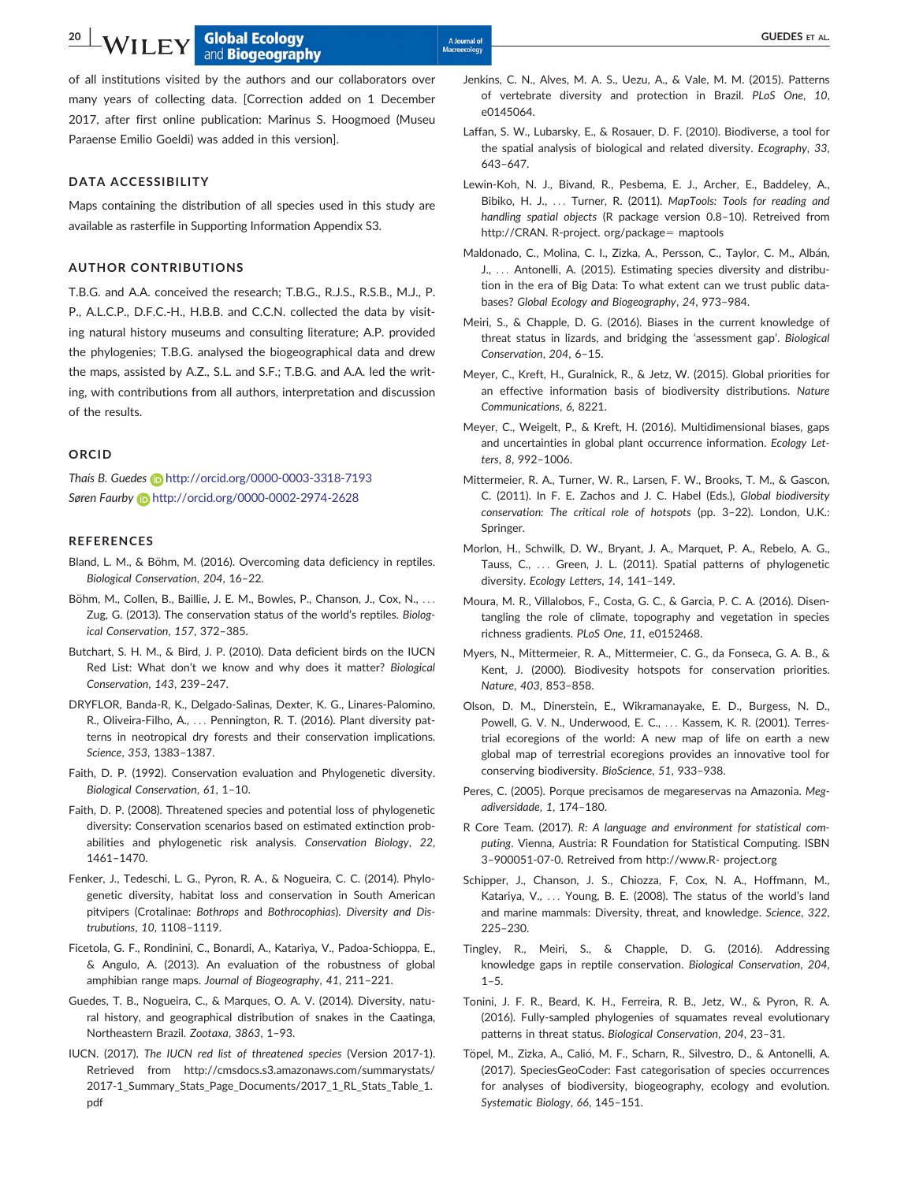of all institutions visited by the authors and our collaborators over many years of collecting data. [Correction added on 1 December 2017, after first online publication: Marinus S. Hoogmoed (Museu Paraense Emilio Goeldi) was added in this version].

## DATA ACCESSIBILITY

Maps containing the distribution of all species used in this study are available as rasterfile in Supporting Information Appendix S3.

## AUTHOR CONTRIBUTIONS

T.B.G. and A.A. conceived the research; T.B.G., R.J.S., R.S.B., M.J., P. P., A.L.C.P., D.F.C.-H., H.B.B. and C.C.N. collected the data by visiting natural history museums and consulting literature; A.P. provided the phylogenies; T.B.G. analysed the biogeographical data and drew the maps, assisted by A.Z., S.L. and S.F.; T.B.G. and A.A. led the writing, with contributions from all authors, interpretation and discussion of the results.

## ORCID

*Thaís B. Guedes* http://orcid.org/0000-0003-3318-7193
*Søren Faurby* http://orcid.org/0000-0002-2974-2628

## REFERENCES

Bland, L. M., & Böhm, M. (2016). Overcoming data deficiency in reptiles. *Biological Conservation*, *204*, 16–22.

Böhm, M., Collen, B., Baillie, J. E. M., Bowles, P., Chanson, J., Cox, N., . . . Zug, G. (2013). The conservation status of the world's reptiles. *Biological Conservation*, *157*, 372–385.

Butchart, S. H. M., & Bird, J. P. (2010). Data deficient birds on the IUCN Red List: What don't we know and why does it matter? *Biological Conservation*, *143*, 239–247.

DRYFLOR, Banda-R, K., Delgado-Salinas, Dexter, K. G., Linares-Palomino, R., Oliveira-Filho, A., . . . Pennington, R. T. (2016). Plant diversity patterns in neotropical dry forests and their conservation implications. *Science*, *353*, 1383–1387.

Faith, D. P. (1992). Conservation evaluation and Phylogenetic diversity. *Biological Conservation*, *61*, 1–10.

Faith, D. P. (2008). Threatened species and potential loss of phylogenetic diversity: Conservation scenarios based on estimated extinction probabilities and phylogenetic risk analysis. *Conservation Biology*, *22*, 1461–1470.

Fenker, J., Tedeschi, L. G., Pyron, R. A., & Nogueira, C. C. (2014). Phylogenetic diversity, habitat loss and conservation in South American pitvipers (Crotalinae: *Bothrops* and *Bothrocophias*). *Diversity and Distributions*, *10*, 1108–1119.

Ficetola, G. F., Rondinini, C., Bonardi, A., Katariya, V., Padoa-Schioppa, E., & Angulo, A. (2013). An evaluation of the robustness of global amphibian range maps. *Journal of Biogeography*, *41*, 211–221.

Guedes, T. B., Nogueira, C., & Marques, O. A. V. (2014). Diversity, natural history, and geographical distribution of snakes in the Caatinga, Northeastern Brazil. *Zootaxa*, *3863*, 1–93.

IUCN. (2017). *The IUCN red list of threatened species* (Version 2017-1). Retrieved from http://cmsdocs.s3.amazonaws.com/summarystats/2017-1_Summary_Stats_Page_Documents/2017_1_RL_Stats_Table_1.pdf

Jenkins, C. N., Alves, M. A. S., Uezu, A., & Vale, M. M. (2015). Patterns of vertebrate diversity and protection in Brazil. *PLoS One*, *10*, e0145064.

Laffan, S. W., Lubarsky, E., & Rosauer, D. F. (2010). Biodiverse, a tool for the spatial analysis of biological and related diversity. *Ecography*, *33*, 643–647.

Lewin-Koh, N. J., Bivand, R., Pesbema, E. J., Archer, E., Baddeley, A., Bibiko, H. J., . . . Turner, R. (2011). *MapTools: Tools for reading and handling spatial objects* (R package version 0.8–10). Retrieved from http://CRAN. R-project. org/package= maptools

Maldonado, C., Molina, C. I., Zizka, A., Persson, C., Taylor, C. M., Albán, J., . . . Antonelli, A. (2015). Estimating species diversity and distribution in the era of Big Data: To what extent can we trust public databases? *Global Ecology and Biogeography*, *24*, 973–984.

Meiri, S., & Chapple, D. G. (2016). Biases in the current knowledge of threat status in lizards, and bridging the 'assessment gap'. *Biological Conservation*, *204*, 6–15.

Meyer, C., Kreft, H., Guralnick, R., & Jetz, W. (2015). Global priorities for an effective information basis of biodiversity distributions. *Nature Communications*, *6*, 8221.

Meyer, C., Weigelt, P., & Kreft, H. (2016). Multidimensional biases, gaps and uncertainties in global plant occurrence information. *Ecology Letters*, *8*, 992–1006.

Mittermeier, R. A., Turner, W. R., Larsen, F. W., Brooks, T. M., & Gascon, C. (2011). In F. E. Zachos and J. C. Habel (Eds.), *Global biodiversity conservation: The critical role of hotspots* (pp. 3–22). London, U.K.: Springer.

Morlon, H., Schwilk, D. W., Bryant, J. A., Marquet, P. A., Rebelo, A. G., Tauss, C., . . . Green, J. L. (2011). Spatial patterns of phylogenetic diversity. *Ecology Letters*, *14*, 141–149.

Moura, M. R., Villalobos, F., Costa, G. C., & Garcia, P. C. A. (2016). Disentangling the role of climate, topography and vegetation in species richness gradients. *PLoS One*, *11*, e0152468.

Myers, N., Mittermeier, R. A., Mittermeier, C. G., da Fonseca, G. A. B., & Kent, J. (2000). Biodiversity hotspots for conservation priorities. *Nature*, *403*, 853–858.

Olson, D. M., Dinerstein, E., Wikramanayake, E. D., Burgess, N. D., Powell, G. V. N., Underwood, E. C., . . . Kassem, K. R. (2001). Terrestrial ecoregions of the world: A new map of life on earth a new global map of terrestrial ecoregions provides an innovative tool for conserving biodiversity. *BioScience*, *51*, 933–938.

Peres, C. (2005). Porque precisamos de megareservas na Amazonia. *Megadiversidade*, *1*, 174–180.

R Core Team. (2017). *R: A language and environment for statistical computing*. Vienna, Austria: R Foundation for Statistical Computing. ISBN 3–900051-07-0. Retrieved from http://www.R- project.org

Schipper, J., Chanson, J. S., Chiozza, F, Cox, N. A., Hoffmann, M., Katariya, V., . . . Young, B. E. (2008). The status of the world's land and marine mammals: Diversity, threat, and knowledge. *Science*, *322*, 225–230.

Tingley, R., Meiri, S., & Chapple, D. G. (2016). Addressing knowledge gaps in reptile conservation. *Biological Conservation*, *204*, 1–5.

Tonini, J. F. R., Beard, K. H., Ferreira, R. B., Jetz, W., & Pyron, R. A. (2016). Fully-sampled phylogenies of squamates reveal evolutionary patterns in threat status. *Biological Conservation*, *204*, 23–31.

Töpel, M., Zizka, A., Calió, M. F., Scharn, R., Silvestro, D., & Antonelli, A. (2017). SpeciesGeoCoder: Fast categorisation of species occurrences for analyses of biodiversity, biogeography, ecology and evolution. *Systematic Biology*, *66*, 145–151.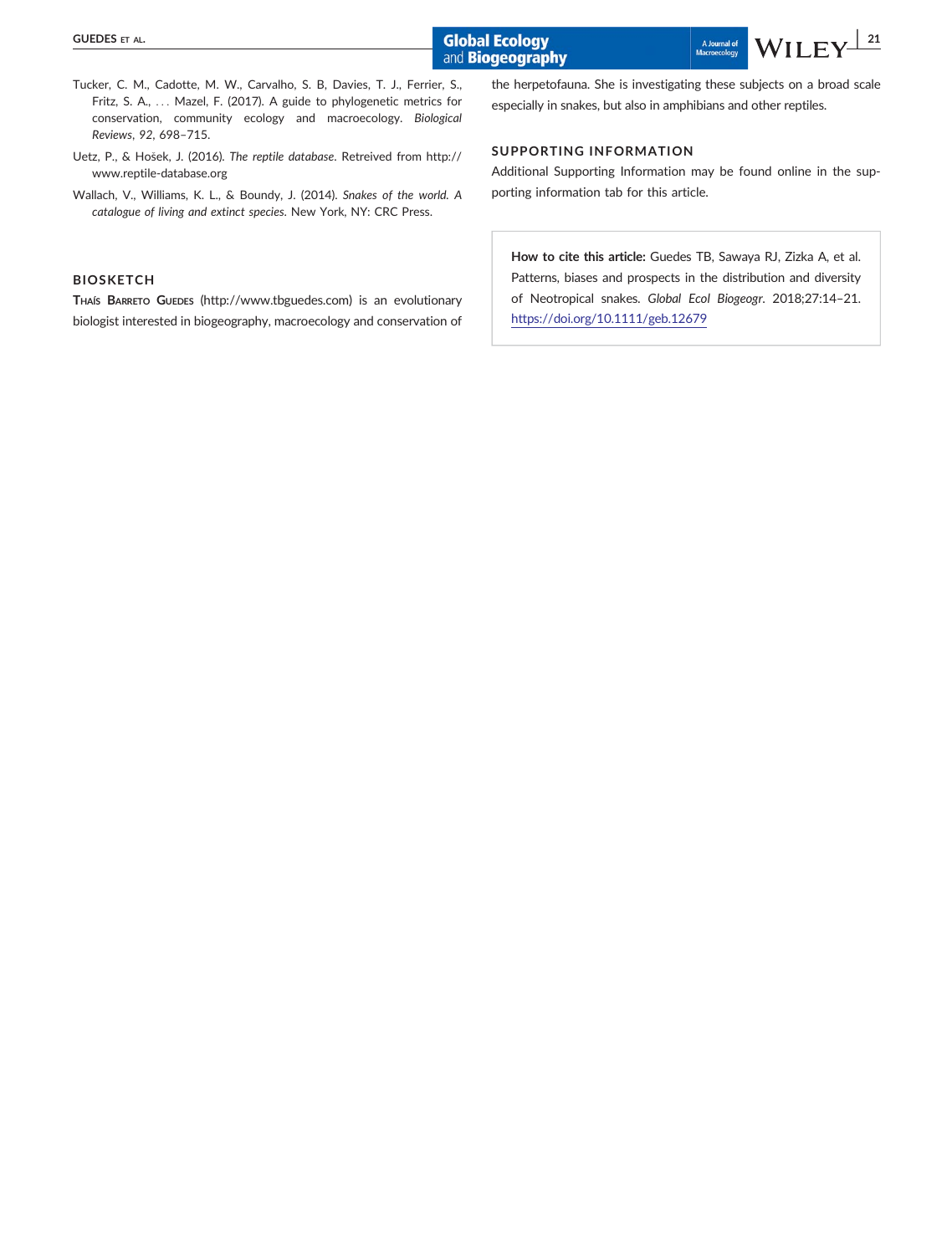Tucker, C. M., Cadotte, M. W., Carvalho, S. B, Davies, T. J., Ferrier, S., Fritz, S. A., . . . Mazel, F. (2017). A guide to phylogenetic metrics for conservation, community ecology and macroecology. *Biological Reviews*, *92*, 698–715.

Uetz, P., & Hošek, J. (2016). *The reptile database*. Retreived from http://www.reptile-database.org

Wallach, V., Williams, K. L., & Boundy, J. (2014). *Snakes of the world. A catalogue of living and extinct species*. New York, NY: CRC Press.

## BIOSKETCH

**Thaís Barreto Guedes** (http://www.tbguedes.com) is an evolutionary biologist interested in biogeography, macroecology and conservation of the herpetofauna. She is investigating these subjects on a broad scale especially in snakes, but also in amphibians and other reptiles.

## SUPPORTING INFORMATION

Additional Supporting Information may be found online in the supporting information tab for this article.

**How to cite this article:** Guedes TB, Sawaya RJ, Zizka A, et al. Patterns, biases and prospects in the distribution and diversity of Neotropical snakes. *Global Ecol Biogeogr*. 2018;27:14–21. https://doi.org/10.1111/geb.12679